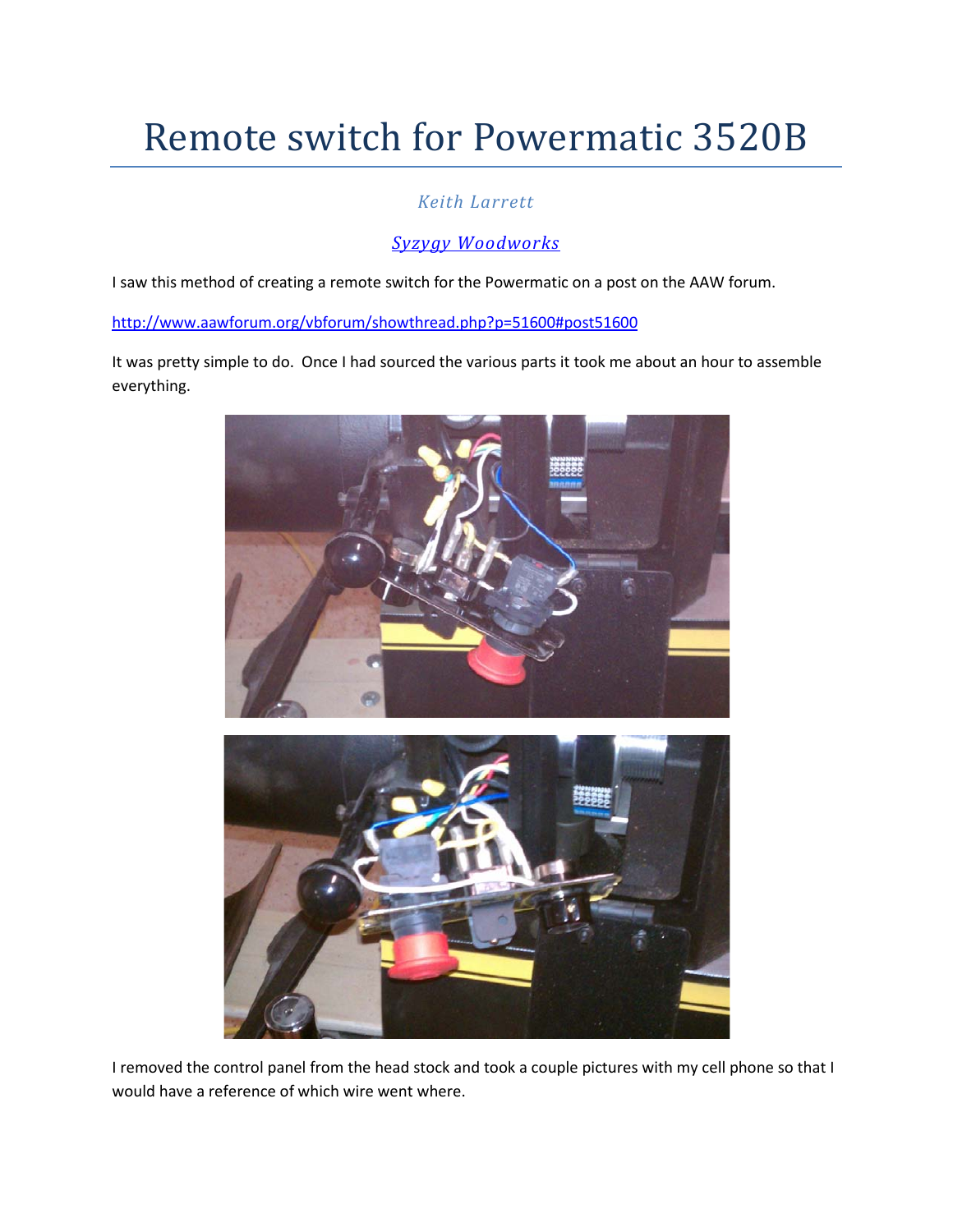# Remote switch for Powermatic 3520B

*Keith Larrett*

*[Syzygy Woodworks]()*

I saw this method of creating a remote switch for the Powermatic on a post on the AAW forum.

[http://www.aawforum.org/vbforum/showthread.php?p=51600#post51600](http://www.aawforum.org/vbforum/showthread.php?p=51600#post51600)

It was pretty simple to do. Once I had sourced the various parts it took me about an hour to assemble everything.

I removed the control panel from the head stock and took a couple pictures with my cell phone so that I would have a reference of which wire went where.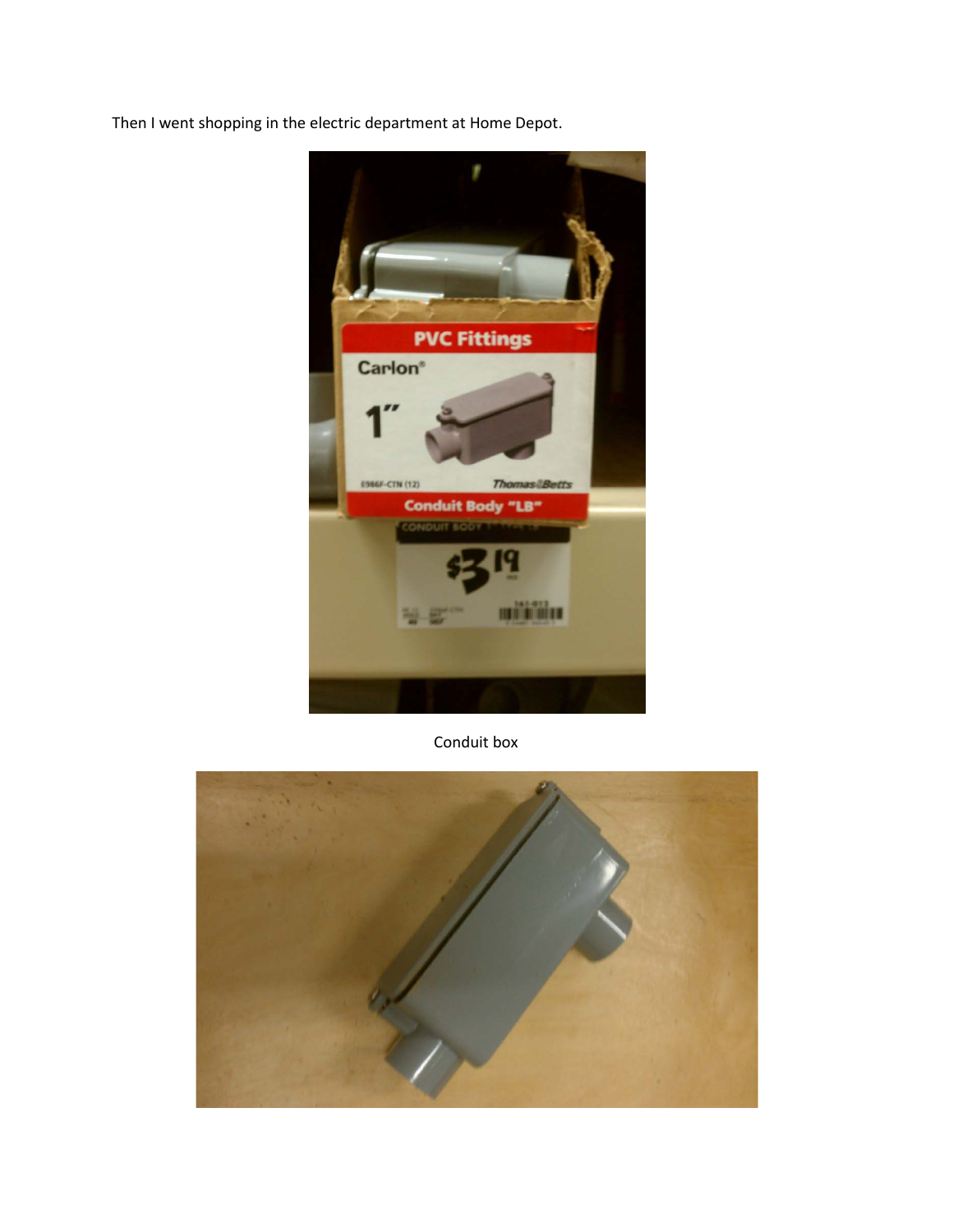Then I went shopping in the electric department at Home Depot.

Conduit box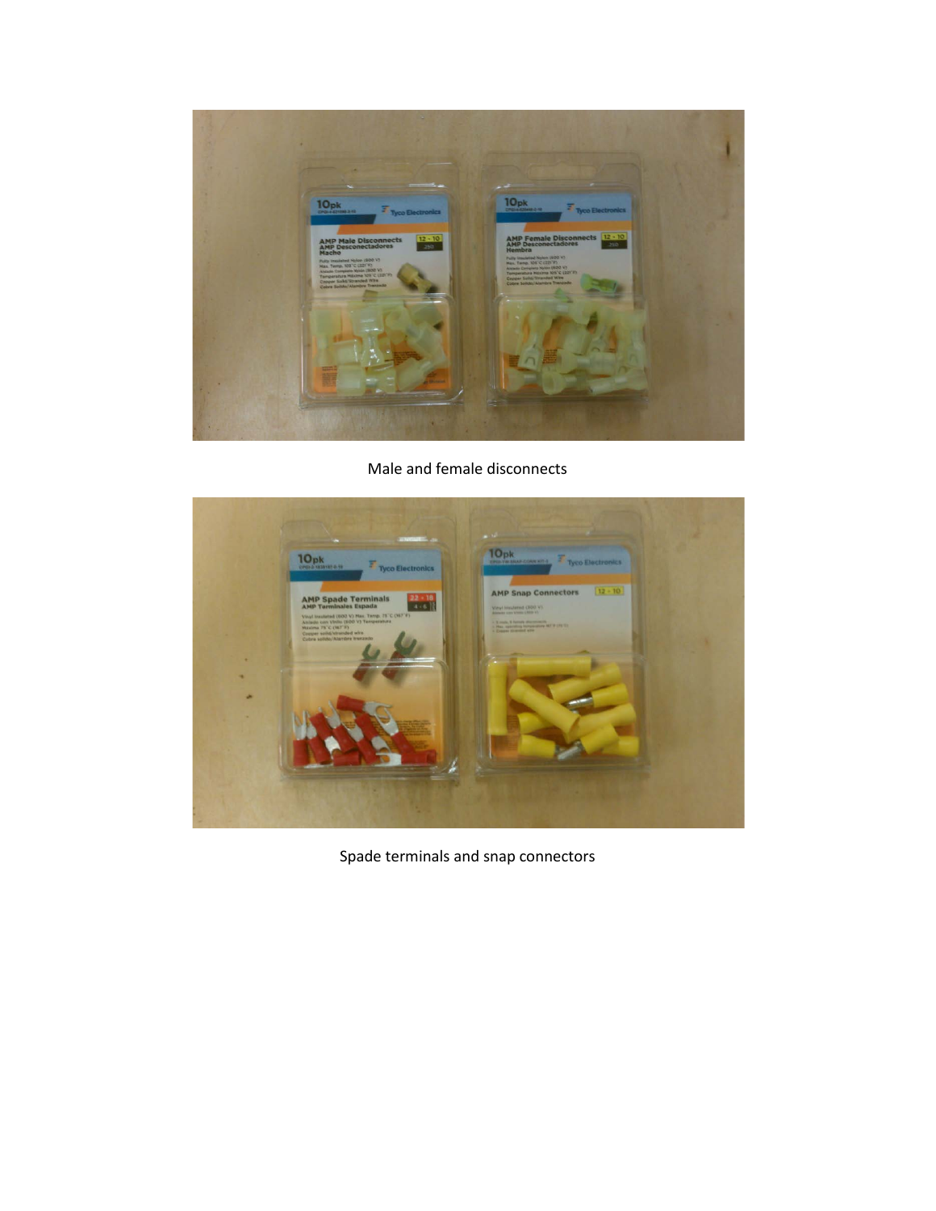Male and female disconnects

Spade terminals and snap connectors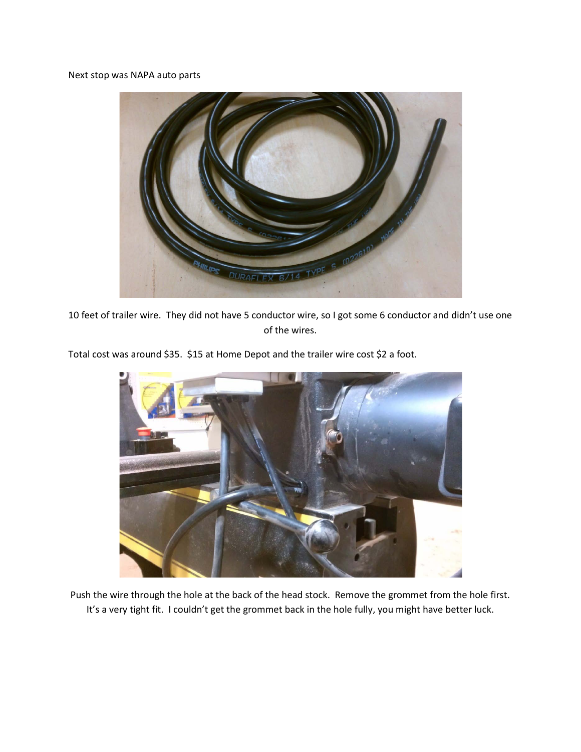Next stop was NAPA auto parts

10 feet of trailer wire. They did not have 5 conductor wire, so I got some 6 conductor and didn't use one of the wires.

Total cost was around $35. $15 at Home Depot and the trailer wire cost $2 a foot.

Push the wire through the hole at the back of the head stock. Remove the grommet from the hole first. It's a very tight fit. I couldn't get the grommet back in the hole fully, you might have better luck.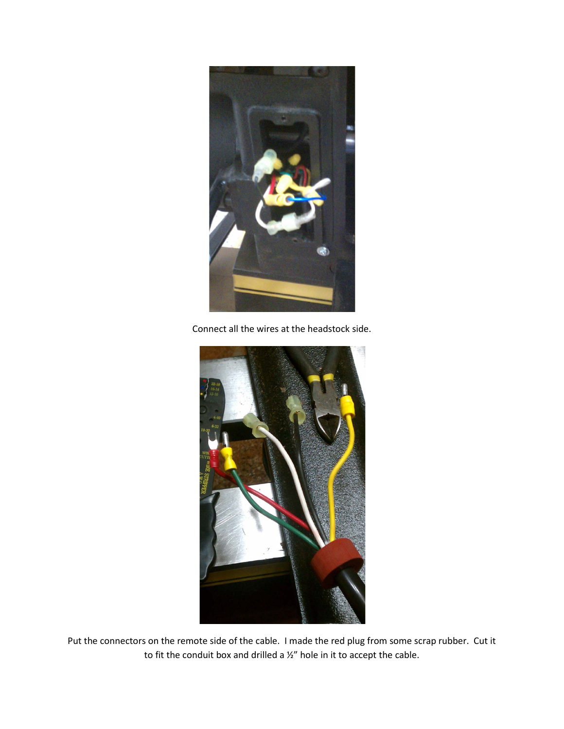Connect all the wires at the headstock side.

Put the connectors on the remote side of the cable. I made the red plug from some scrap rubber. Cut it to fit the conduit box and drilled a ½" hole in it to accept the cable.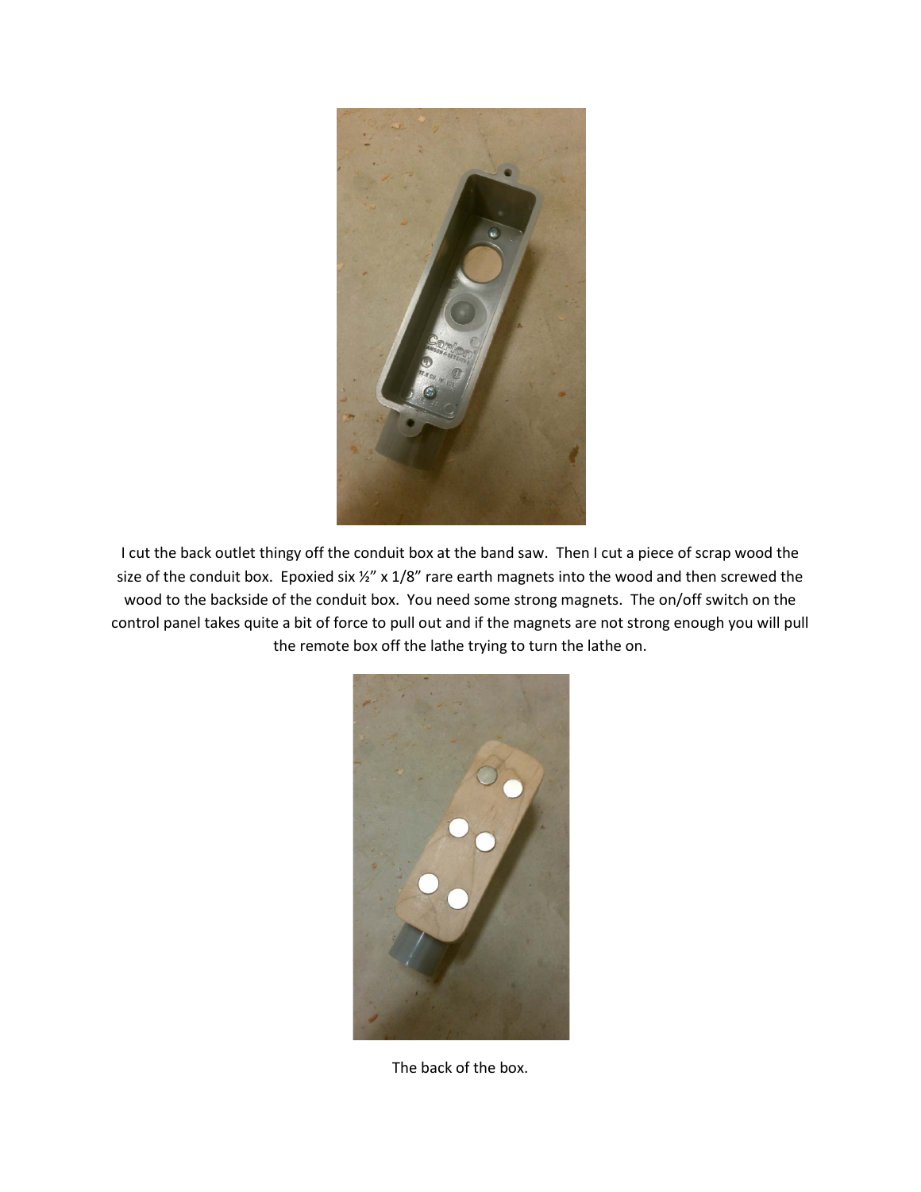I cut the back outlet thingy off the conduit box at the band saw. Then I cut a piece of scrap wood the size of the conduit box. Epoxied six ½" x 1/8" rare earth magnets into the wood and then screwed the wood to the backside of the conduit box. You need some strong magnets. The on/off switch on the control panel takes quite a bit of force to pull out and if the magnets are not strong enough you will pull the remote box off the lathe trying to turn the lathe on.

The back of the box.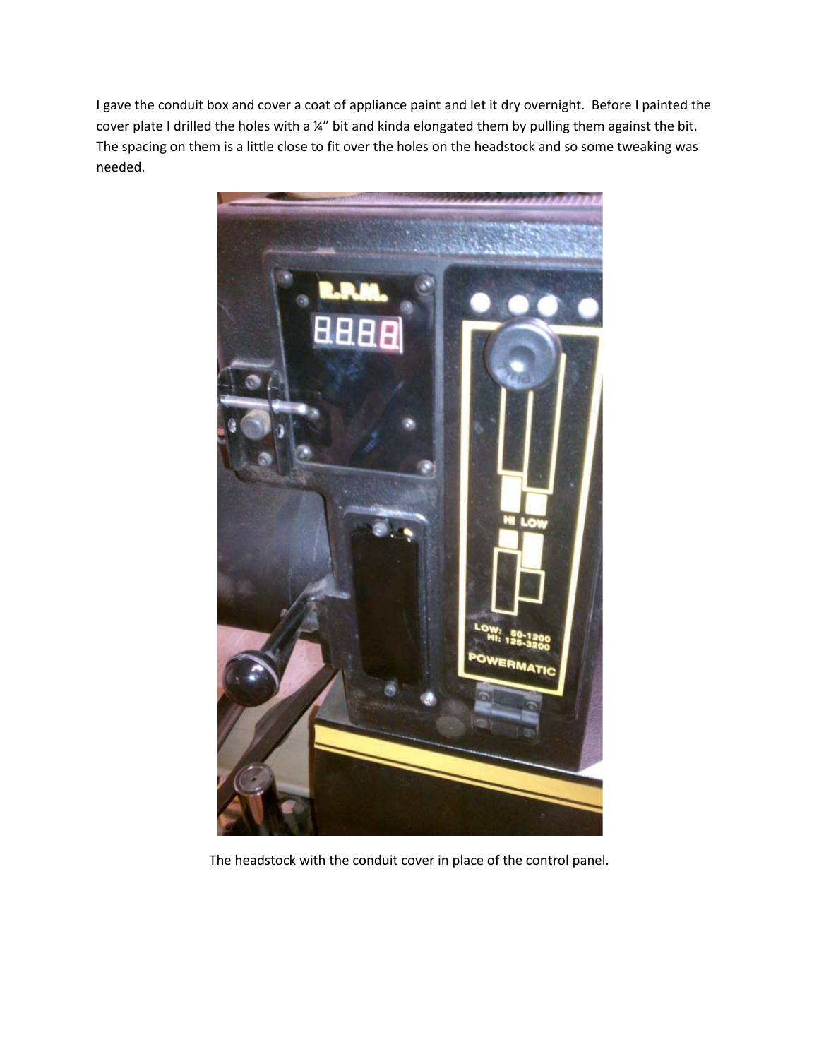I gave the conduit box and cover a coat of appliance paint and let it dry overnight. Before I painted the cover plate I drilled the holes with a ¼" bit and kinda elongated them by pulling them against the bit. The spacing on them is a little close to fit over the holes on the headstock and so some tweaking was needed.

The headstock with the conduit cover in place of the control panel.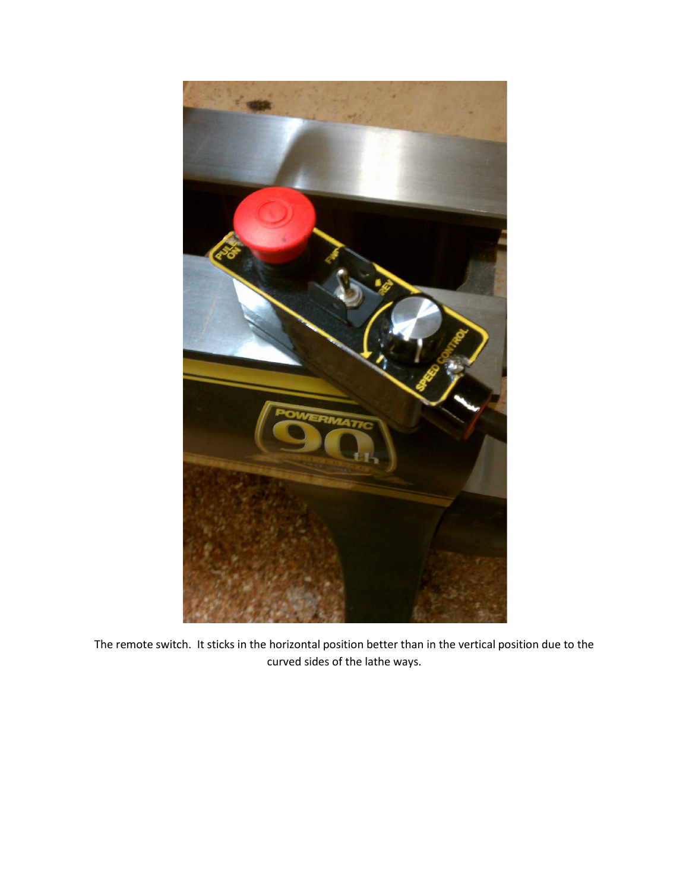The remote switch. It sticks in the horizontal position better than in the vertical position due to the curved sides of the lathe ways.